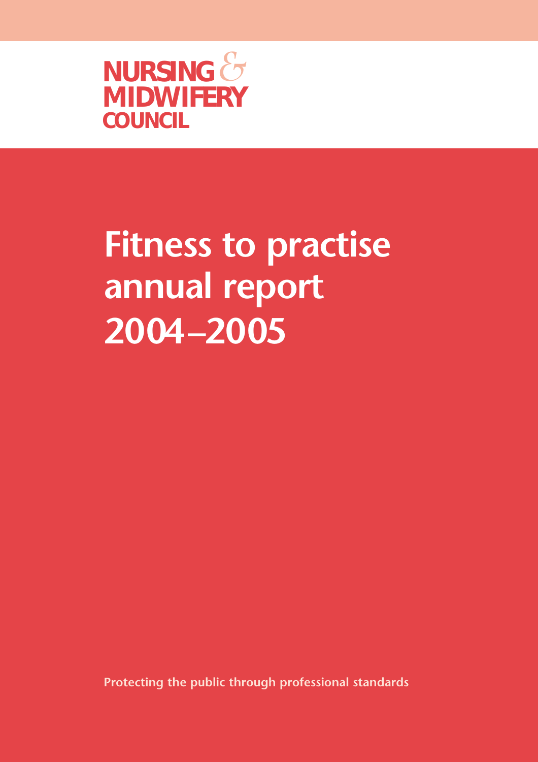NURSING & MIDWIFERY COUNCIL

# Fitness to practise annual report 2004–2005

**Protecting the public through professional standards**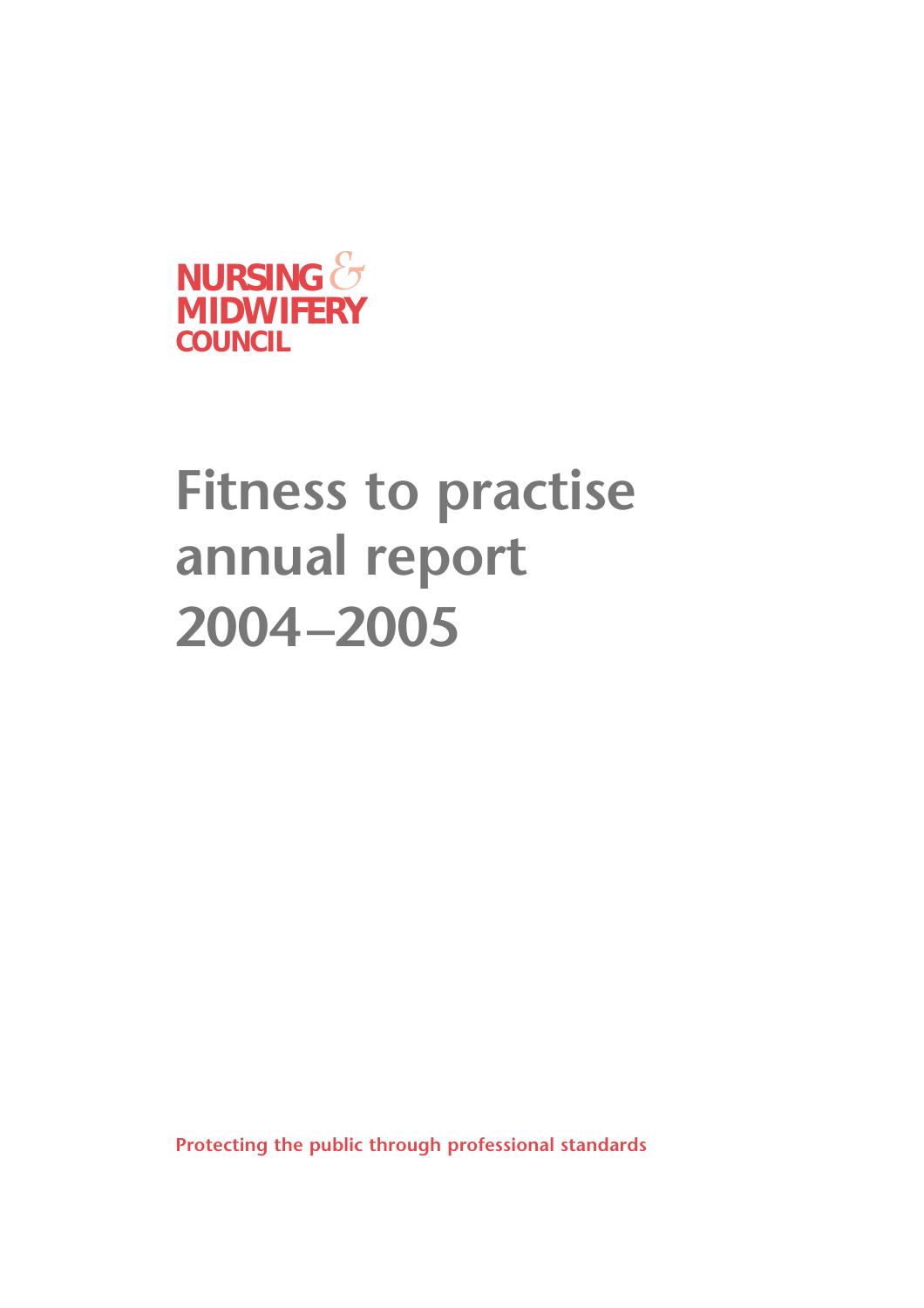NURSING & MIDWIFERY COUNCIL

# Fitness to practise annual report 2004–2005

**Protecting the public through professional standards**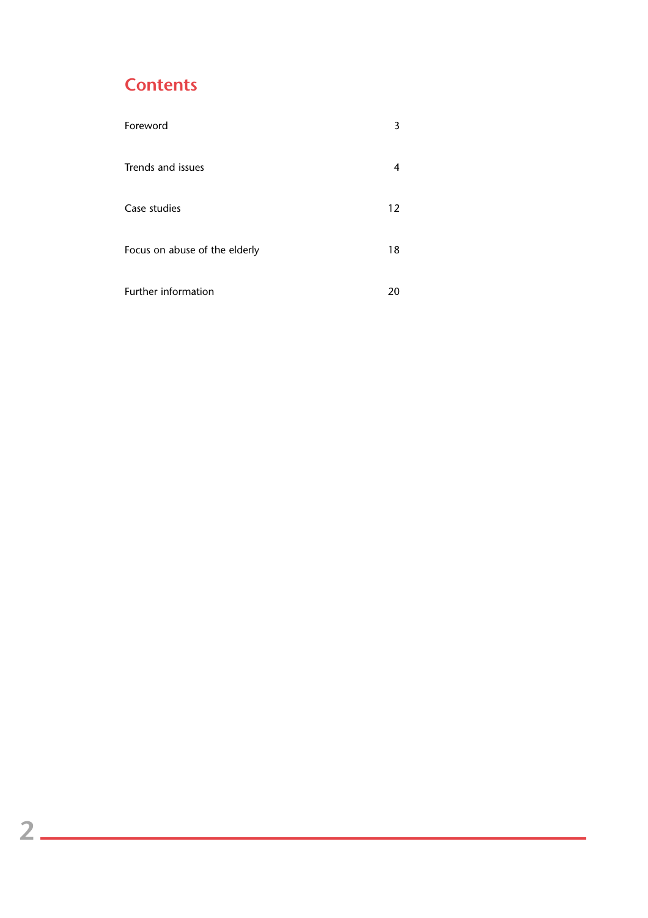# Contents

| | |
|---|---|
| Foreword | 3 |
| Trends and issues | 4 |
| Case studies | 12 |
| Focus on abuse of the elderly | 18 |
| Further information | 20 |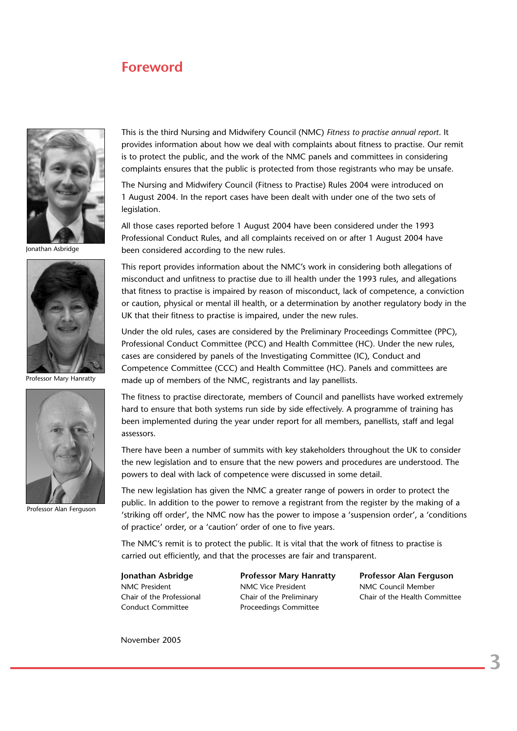# Foreword

Jonathan Asbridge

Professor Mary Hanratty

Professor Alan Ferguson

This is the third Nursing and Midwifery Council (NMC) *Fitness to practise annual report*. It provides information about how we deal with complaints about fitness to practise. Our remit is to protect the public, and the work of the NMC panels and committees in considering complaints ensures that the public is protected from those registrants who may be unsafe.

The Nursing and Midwifery Council (Fitness to Practise) Rules 2004 were introduced on 1 August 2004. In the report cases have been dealt with under one of the two sets of legislation.

All those cases reported before 1 August 2004 have been considered under the 1993 Professional Conduct Rules, and all complaints received on or after 1 August 2004 have been considered according to the new rules.

This report provides information about the NMC's work in considering both allegations of misconduct and unfitness to practise due to ill health under the 1993 rules, and allegations that fitness to practise is impaired by reason of misconduct, lack of competence, a conviction or caution, physical or mental ill health, or a determination by another regulatory body in the UK that their fitness to practise is impaired, under the new rules.

Under the old rules, cases are considered by the Preliminary Proceedings Committee (PPC), Professional Conduct Committee (PCC) and Health Committee (HC). Under the new rules, cases are considered by panels of the Investigating Committee (IC), Conduct and Competence Committee (CCC) and Health Committee (HC). Panels and committees are made up of members of the NMC, registrants and lay panellists.

The fitness to practise directorate, members of Council and panellists have worked extremely hard to ensure that both systems run side by side effectively. A programme of training has been implemented during the year under report for all members, panellists, staff and legal assessors.

There have been a number of summits with key stakeholders throughout the UK to consider the new legislation and to ensure that the new powers and procedures are understood. The powers to deal with lack of competence were discussed in some detail.

The new legislation has given the NMC a greater range of powers in order to protect the public. In addition to the power to remove a registrant from the register by the making of a 'striking off order', the NMC now has the power to impose a 'suspension order', a 'conditions of practice' order, or a 'caution' order of one to five years.

The NMC's remit is to protect the public. It is vital that the work of fitness to practise is carried out efficiently, and that the processes are fair and transparent.

**Jonathan Asbridge**
NMC President
Chair of the Professional Conduct Committee

**Professor Mary Hanratty**
NMC Vice President
Chair of the Preliminary Proceedings Committee

**Professor Alan Ferguson**
NMC Council Member
Chair of the Health Committee

November 2005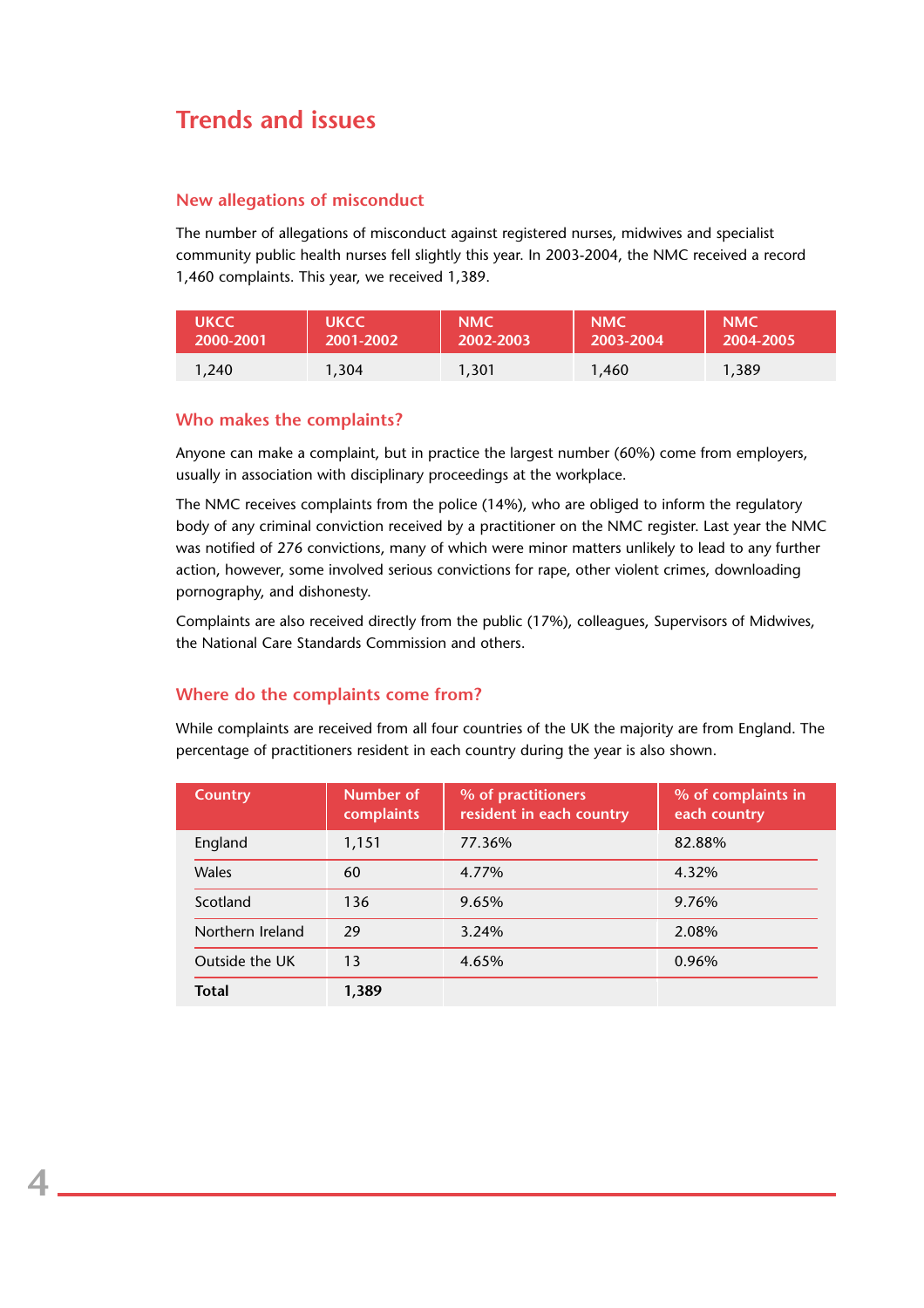# Trends and issues

## New allegations of misconduct

The number of allegations of misconduct against registered nurses, midwives and specialist community public health nurses fell slightly this year. In 2003-2004, the NMC received a record 1,460 complaints. This year, we received 1,389.

| UKCC 2000-2001 | UKCC 2001-2002 | NMC 2002-2003 | NMC 2003-2004 | NMC 2004-2005 |
|---|---|---|---|---|
| 1,240 | 1,304 | 1,301 | 1,460 | 1,389 |

## Who makes the complaints?

Anyone can make a complaint, but in practice the largest number (60%) come from employers, usually in association with disciplinary proceedings at the workplace.

The NMC receives complaints from the police (14%), who are obliged to inform the regulatory body of any criminal conviction received by a practitioner on the NMC register. Last year the NMC was notified of 276 convictions, many of which were minor matters unlikely to lead to any further action, however, some involved serious convictions for rape, other violent crimes, downloading pornography, and dishonesty.

Complaints are also received directly from the public (17%), colleagues, Supervisors of Midwives, the National Care Standards Commission and others.

## Where do the complaints come from?

While complaints are received from all four countries of the UK the majority are from England. The percentage of practitioners resident in each country during the year is also shown.

| Country | Number of complaints | % of practitioners resident in each country | % of complaints in each country |
|---|---|---|---|
| England | 1,151 | 77.36% | 82.88% |
| Wales | 60 | 4.77% | 4.32% |
| Scotland | 136 | 9.65% | 9.76% |
| Northern Ireland | 29 | 3.24% | 2.08% |
| Outside the UK | 13 | 4.65% | 0.96% |
| **Total** | **1,389** | | |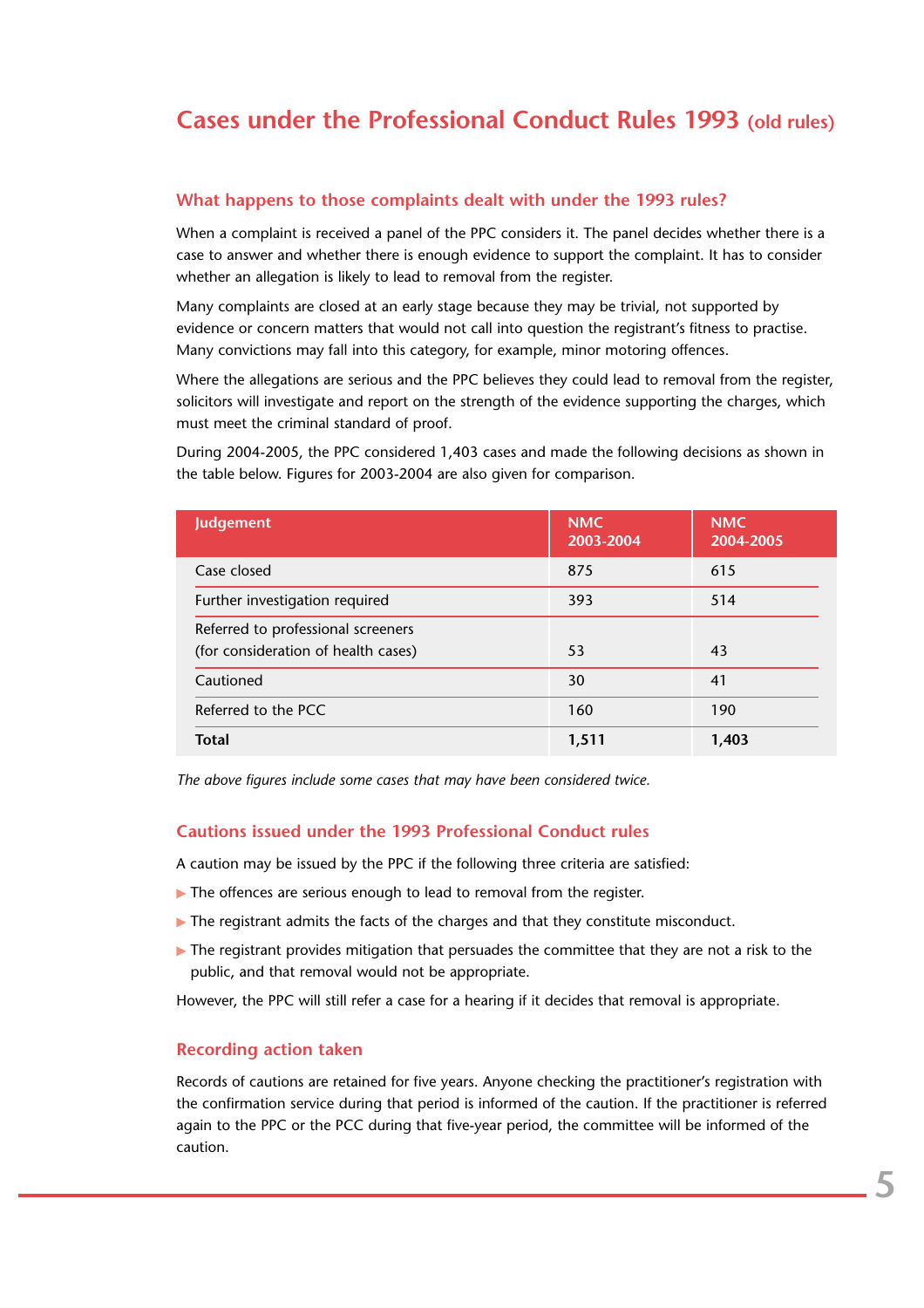# Cases under the Professional Conduct Rules 1993 (old rules)

## What happens to those complaints dealt with under the 1993 rules?

When a complaint is received a panel of the PPC considers it. The panel decides whether there is a case to answer and whether there is enough evidence to support the complaint. It has to consider whether an allegation is likely to lead to removal from the register.

Many complaints are closed at an early stage because they may be trivial, not supported by evidence or concern matters that would not call into question the registrant's fitness to practise. Many convictions may fall into this category, for example, minor motoring offences.

Where the allegations are serious and the PPC believes they could lead to removal from the register, solicitors will investigate and report on the strength of the evidence supporting the charges, which must meet the criminal standard of proof.

During 2004-2005, the PPC considered 1,403 cases and made the following decisions as shown in the table below. Figures for 2003-2004 are also given for comparison.

| Judgement | NMC 2003-2004 | NMC 2004-2005 |
|---|---|---|
| Case closed | 875 | 615 |
| Further investigation required | 393 | 514 |
| Referred to professional screeners (for consideration of health cases) | 53 | 43 |
| Cautioned | 30 | 41 |
| Referred to the PCC | 160 | 190 |
| **Total** | **1,511** | **1,403** |

*The above figures include some cases that may have been considered twice.*

## Cautions issued under the 1993 Professional Conduct rules

A caution may be issued by the PPC if the following three criteria are satisfied:

- The offences are serious enough to lead to removal from the register.
- The registrant admits the facts of the charges and that they constitute misconduct.
- The registrant provides mitigation that persuades the committee that they are not a risk to the public, and that removal would not be appropriate.

However, the PPC will still refer a case for a hearing if it decides that removal is appropriate.

## Recording action taken

Records of cautions are retained for five years. Anyone checking the practitioner's registration with the confirmation service during that period is informed of the caution. If the practitioner is referred again to the PPC or the PCC during that five-year period, the committee will be informed of the caution.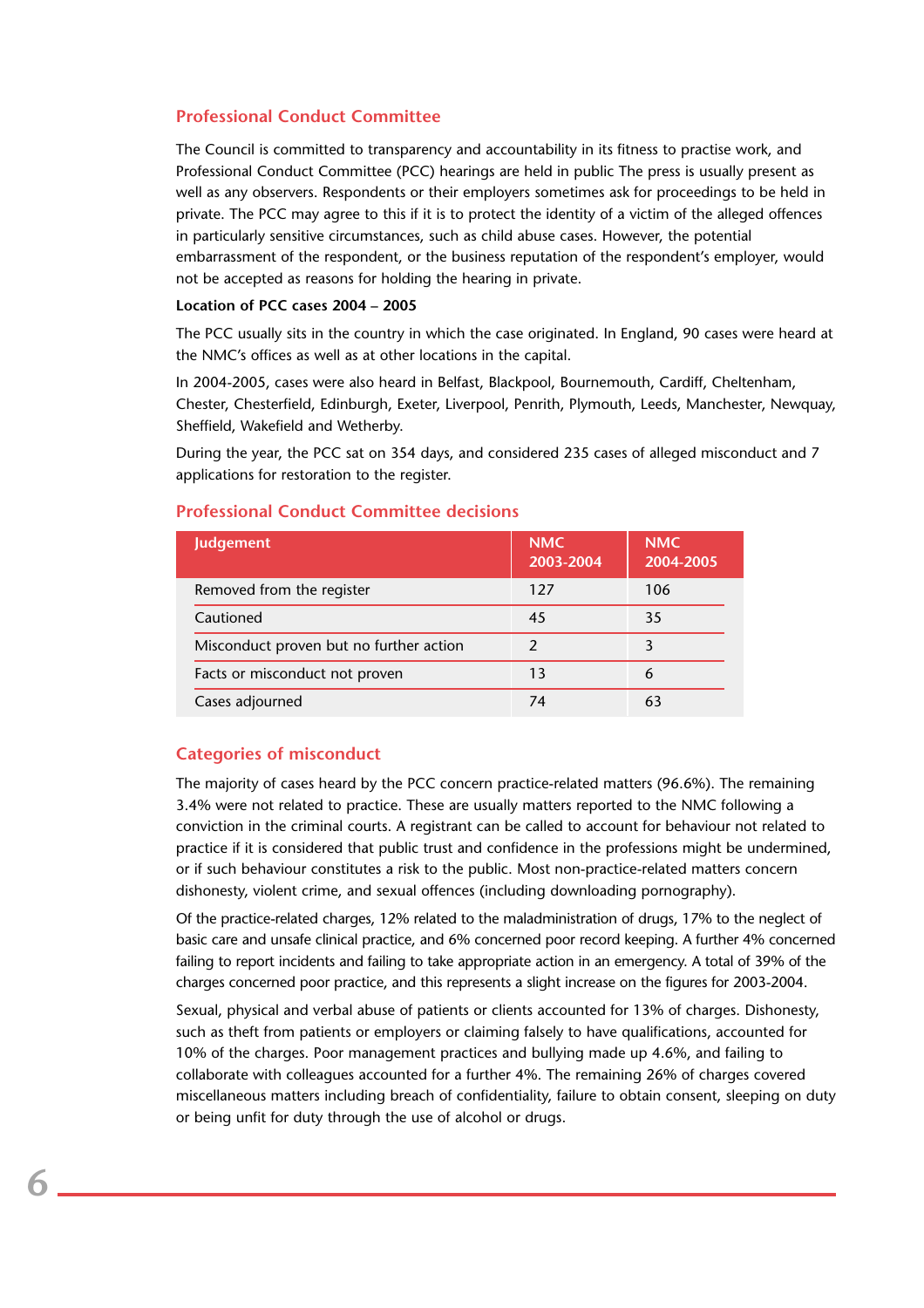## Professional Conduct Committee

The Council is committed to transparency and accountability in its fitness to practise work, and Professional Conduct Committee (PCC) hearings are held in public The press is usually present as well as any observers. Respondents or their employers sometimes ask for proceedings to be held in private. The PCC may agree to this if it is to protect the identity of a victim of the alleged offences in particularly sensitive circumstances, such as child abuse cases. However, the potential embarrassment of the respondent, or the business reputation of the respondent's employer, would not be accepted as reasons for holding the hearing in private.

**Location of PCC cases 2004 – 2005**

The PCC usually sits in the country in which the case originated. In England, 90 cases were heard at the NMC's offices as well as at other locations in the capital.

In 2004-2005, cases were also heard in Belfast, Blackpool, Bournemouth, Cardiff, Cheltenham, Chester, Chesterfield, Edinburgh, Exeter, Liverpool, Penrith, Plymouth, Leeds, Manchester, Newquay, Sheffield, Wakefield and Wetherby.

During the year, the PCC sat on 354 days, and considered 235 cases of alleged misconduct and 7 applications for restoration to the register.

## Professional Conduct Committee decisions

| Judgement | NMC 2003-2004 | NMC 2004-2005 |
|---|---|---|
| Removed from the register | 127 | 106 |
| Cautioned | 45 | 35 |
| Misconduct proven but no further action | 2 | 3 |
| Facts or misconduct not proven | 13 | 6 |
| Cases adjourned | 74 | 63 |

## Categories of misconduct

The majority of cases heard by the PCC concern practice-related matters (96.6%). The remaining 3.4% were not related to practice. These are usually matters reported to the NMC following a conviction in the criminal courts. A registrant can be called to account for behaviour not related to practice if it is considered that public trust and confidence in the professions might be undermined, or if such behaviour constitutes a risk to the public. Most non-practice-related matters concern dishonesty, violent crime, and sexual offences (including downloading pornography).

Of the practice-related charges, 12% related to the maladministration of drugs, 17% to the neglect of basic care and unsafe clinical practice, and 6% concerned poor record keeping. A further 4% concerned failing to report incidents and failing to take appropriate action in an emergency. A total of 39% of the charges concerned poor practice, and this represents a slight increase on the figures for 2003-2004.

Sexual, physical and verbal abuse of patients or clients accounted for 13% of charges. Dishonesty, such as theft from patients or employers or claiming falsely to have qualifications, accounted for 10% of the charges. Poor management practices and bullying made up 4.6%, and failing to collaborate with colleagues accounted for a further 4%. The remaining 26% of charges covered miscellaneous matters including breach of confidentiality, failure to obtain consent, sleeping on duty or being unfit for duty through the use of alcohol or drugs.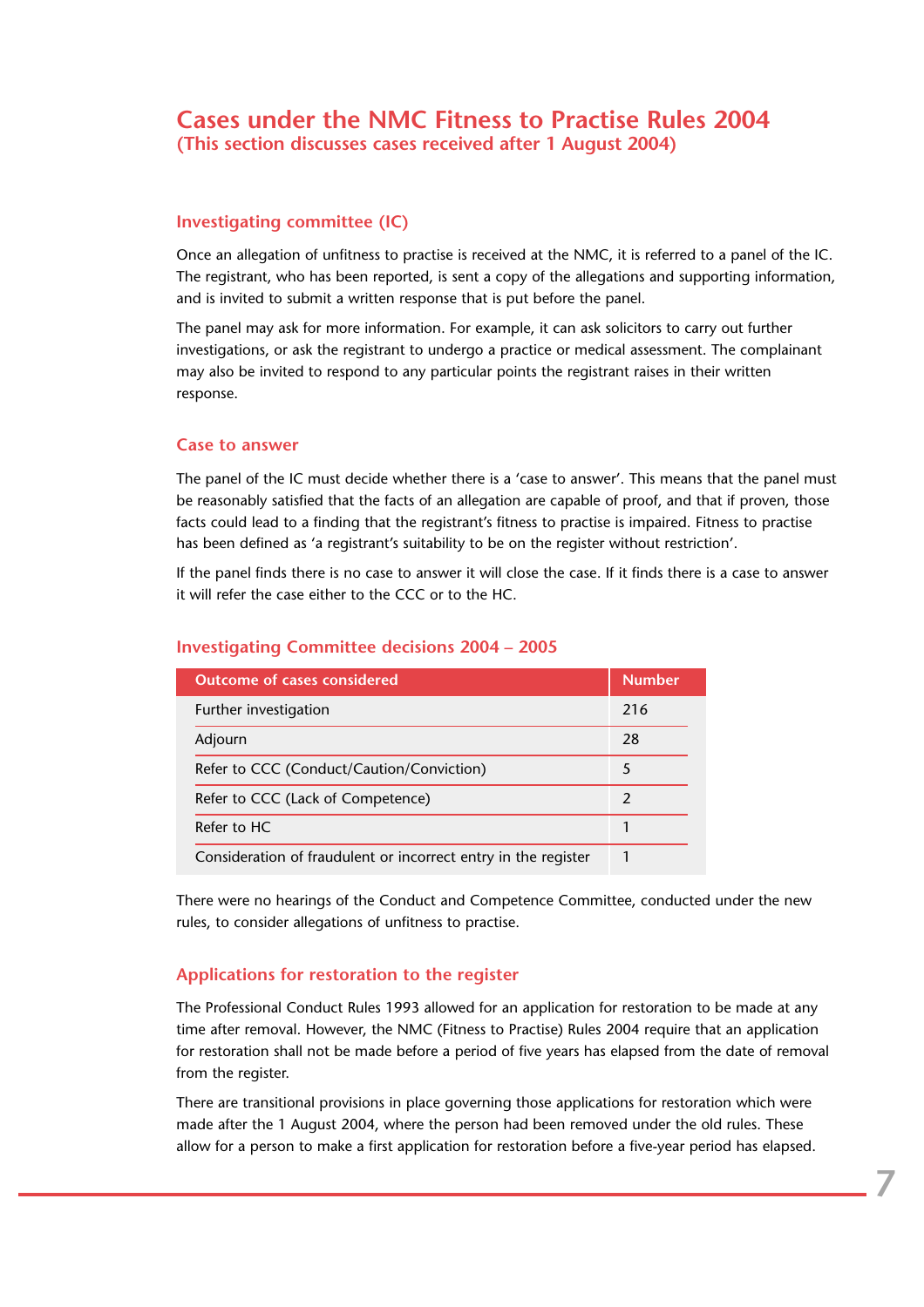# Cases under the NMC Fitness to Practise Rules 2004

**(This section discusses cases received after 1 August 2004)**

## Investigating committee (IC)

Once an allegation of unfitness to practise is received at the NMC, it is referred to a panel of the IC. The registrant, who has been reported, is sent a copy of the allegations and supporting information, and is invited to submit a written response that is put before the panel.

The panel may ask for more information. For example, it can ask solicitors to carry out further investigations, or ask the registrant to undergo a practice or medical assessment. The complainant may also be invited to respond to any particular points the registrant raises in their written response.

## Case to answer

The panel of the IC must decide whether there is a 'case to answer'. This means that the panel must be reasonably satisfied that the facts of an allegation are capable of proof, and that if proven, those facts could lead to a finding that the registrant's fitness to practise is impaired. Fitness to practise has been defined as 'a registrant's suitability to be on the register without restriction'.

If the panel finds there is no case to answer it will close the case. If it finds there is a case to answer it will refer the case either to the CCC or to the HC.

## Investigating Committee decisions 2004 – 2005

| Outcome of cases considered | Number |
|---|---|
| Further investigation | 216 |
| Adjourn | 28 |
| Refer to CCC (Conduct/Caution/Conviction) | 5 |
| Refer to CCC (Lack of Competence) | 2 |
| Refer to HC | 1 |
| Consideration of fraudulent or incorrect entry in the register | 1 |

There were no hearings of the Conduct and Competence Committee, conducted under the new rules, to consider allegations of unfitness to practise.

## Applications for restoration to the register

The Professional Conduct Rules 1993 allowed for an application for restoration to be made at any time after removal. However, the NMC (Fitness to Practise) Rules 2004 require that an application for restoration shall not be made before a period of five years has elapsed from the date of removal from the register.

There are transitional provisions in place governing those applications for restoration which were made after the 1 August 2004, where the person had been removed under the old rules. These allow for a person to make a first application for restoration before a five-year period has elapsed.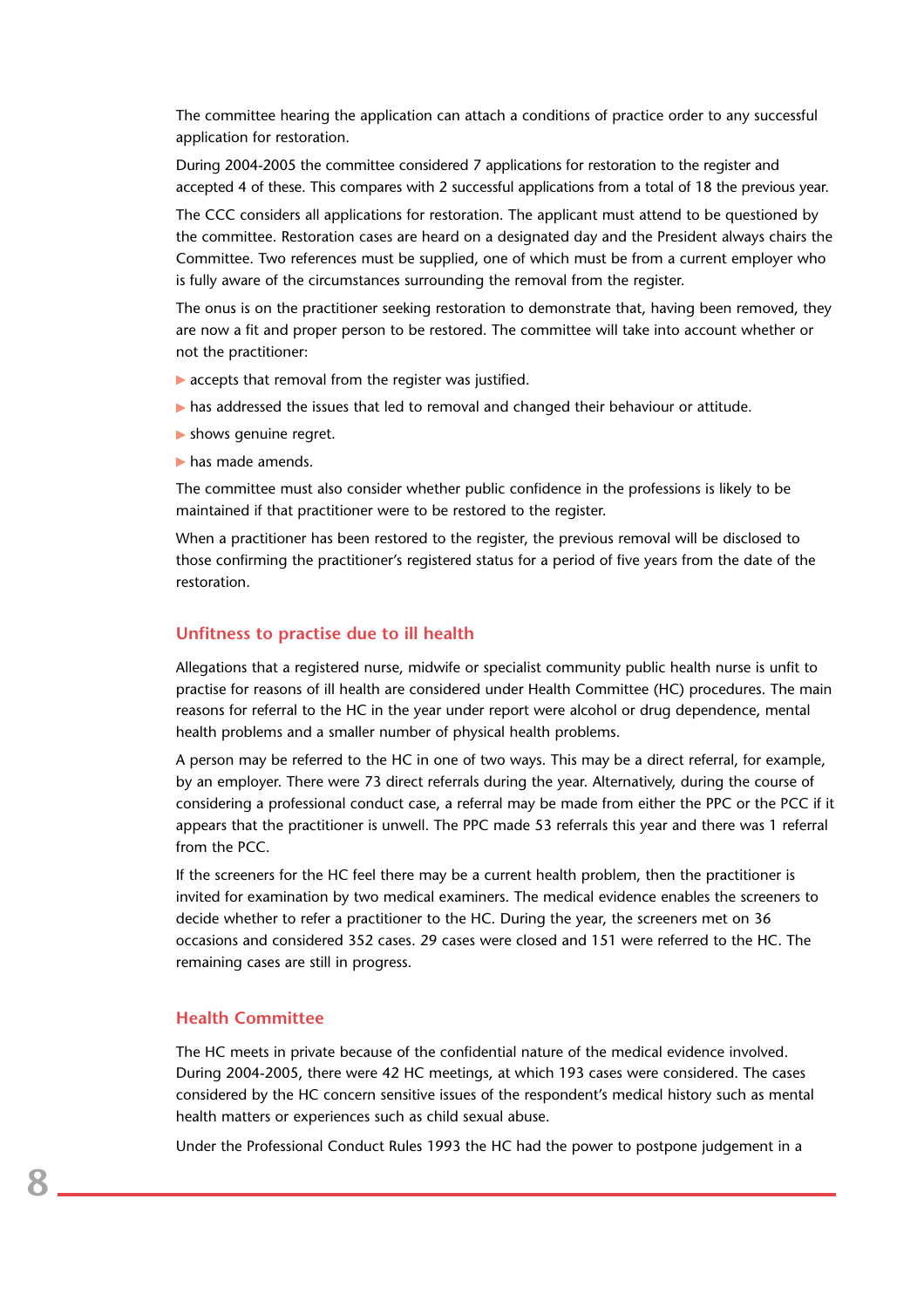The committee hearing the application can attach a conditions of practice order to any successful application for restoration.

During 2004-2005 the committee considered 7 applications for restoration to the register and accepted 4 of these. This compares with 2 successful applications from a total of 18 the previous year.

The CCC considers all applications for restoration. The applicant must attend to be questioned by the committee. Restoration cases are heard on a designated day and the President always chairs the Committee. Two references must be supplied, one of which must be from a current employer who is fully aware of the circumstances surrounding the removal from the register.

The onus is on the practitioner seeking restoration to demonstrate that, having been removed, they are now a fit and proper person to be restored. The committee will take into account whether or not the practitioner:

- accepts that removal from the register was justified.
- has addressed the issues that led to removal and changed their behaviour or attitude.
- shows genuine regret.
- has made amends.

The committee must also consider whether public confidence in the professions is likely to be maintained if that practitioner were to be restored to the register.

When a practitioner has been restored to the register, the previous removal will be disclosed to those confirming the practitioner's registered status for a period of five years from the date of the restoration.

## Unfitness to practise due to ill health

Allegations that a registered nurse, midwife or specialist community public health nurse is unfit to practise for reasons of ill health are considered under Health Committee (HC) procedures. The main reasons for referral to the HC in the year under report were alcohol or drug dependence, mental health problems and a smaller number of physical health problems.

A person may be referred to the HC in one of two ways. This may be a direct referral, for example, by an employer. There were 73 direct referrals during the year. Alternatively, during the course of considering a professional conduct case, a referral may be made from either the PPC or the PCC if it appears that the practitioner is unwell. The PPC made 53 referrals this year and there was 1 referral from the PCC.

If the screeners for the HC feel there may be a current health problem, then the practitioner is invited for examination by two medical examiners. The medical evidence enables the screeners to decide whether to refer a practitioner to the HC. During the year, the screeners met on 36 occasions and considered 352 cases. 29 cases were closed and 151 were referred to the HC. The remaining cases are still in progress.

## Health Committee

The HC meets in private because of the confidential nature of the medical evidence involved. During 2004-2005, there were 42 HC meetings, at which 193 cases were considered. The cases considered by the HC concern sensitive issues of the respondent's medical history such as mental health matters or experiences such as child sexual abuse.

Under the Professional Conduct Rules 1993 the HC had the power to postpone judgement in a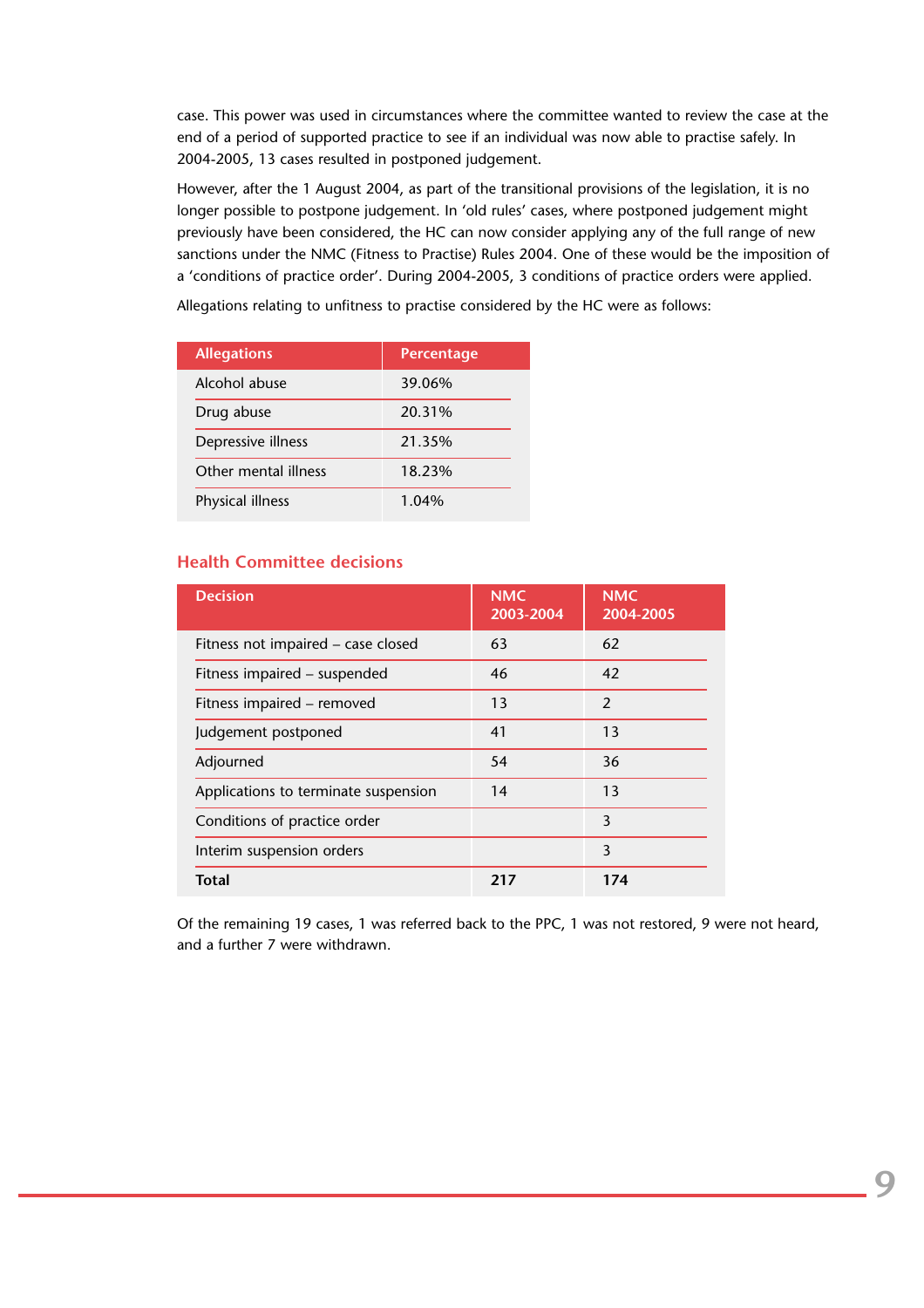case. This power was used in circumstances where the committee wanted to review the case at the end of a period of supported practice to see if an individual was now able to practise safely. In 2004-2005, 13 cases resulted in postponed judgement.

However, after the 1 August 2004, as part of the transitional provisions of the legislation, it is no longer possible to postpone judgement. In 'old rules' cases, where postponed judgement might previously have been considered, the HC can now consider applying any of the full range of new sanctions under the NMC (Fitness to Practise) Rules 2004. One of these would be the imposition of a 'conditions of practice order'. During 2004-2005, 3 conditions of practice orders were applied.

Allegations relating to unfitness to practise considered by the HC were as follows:

| Allegations | Percentage |
|---|---|
| Alcohol abuse | 39.06% |
| Drug abuse | 20.31% |
| Depressive illness | 21.35% |
| Other mental illness | 18.23% |
| Physical illness | 1.04% |

## Health Committee decisions

| Decision | NMC 2003-2004 | NMC 2004-2005 |
|---|---|---|
| Fitness not impaired – case closed | 63 | 62 |
| Fitness impaired – suspended | 46 | 42 |
| Fitness impaired – removed | 13 | 2 |
| Judgement postponed | 41 | 13 |
| Adjourned | 54 | 36 |
| Applications to terminate suspension | 14 | 13 |
| Conditions of practice order | | 3 |
| Interim suspension orders | | 3 |
| **Total** | **217** | **174** |

Of the remaining 19 cases, 1 was referred back to the PPC, 1 was not restored, 9 were not heard, and a further 7 were withdrawn.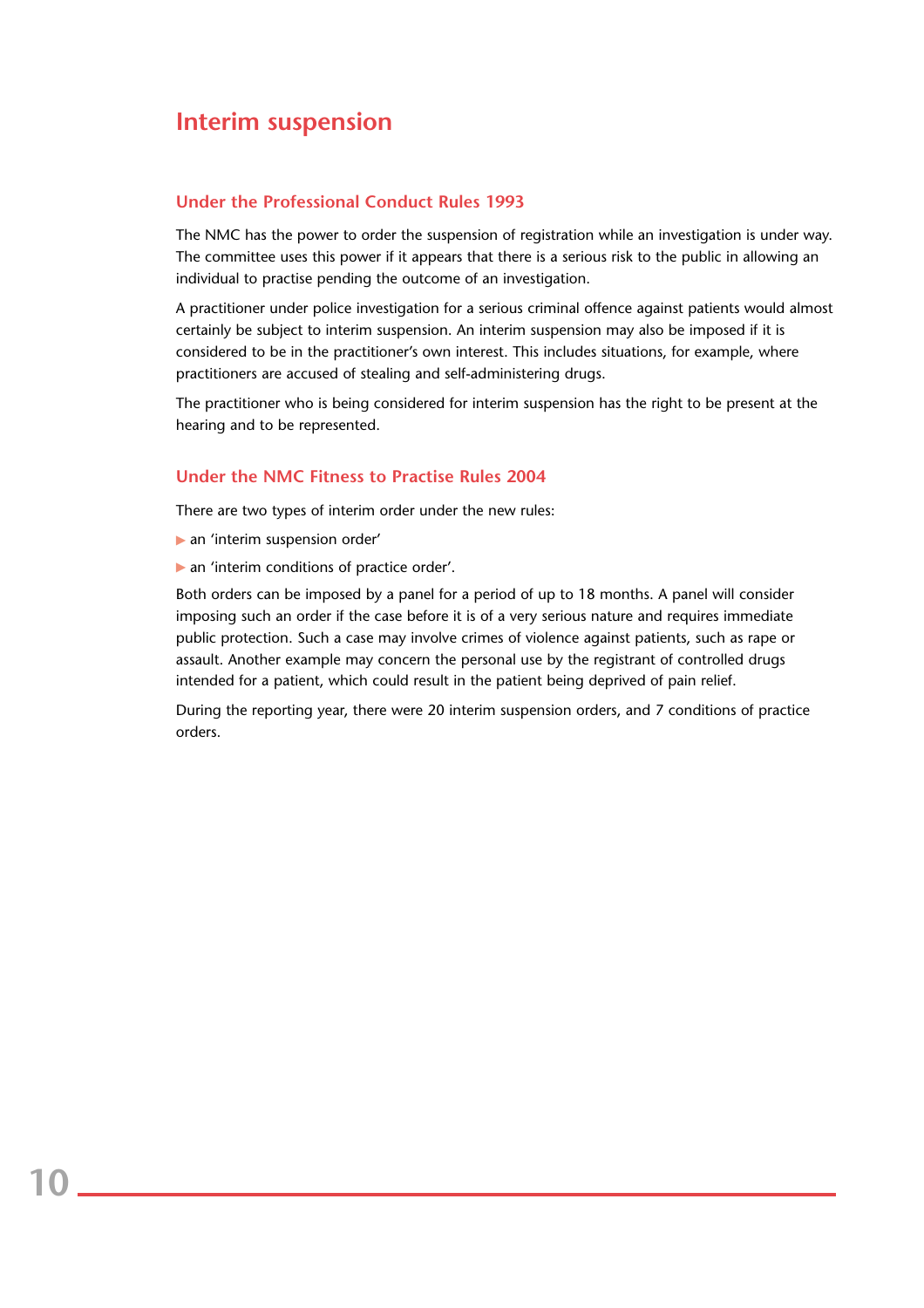## Interim suspension

### Under the Professional Conduct Rules 1993

The NMC has the power to order the suspension of registration while an investigation is under way. The committee uses this power if it appears that there is a serious risk to the public in allowing an individual to practise pending the outcome of an investigation.

A practitioner under police investigation for a serious criminal offence against patients would almost certainly be subject to interim suspension. An interim suspension may also be imposed if it is considered to be in the practitioner's own interest. This includes situations, for example, where practitioners are accused of stealing and self-administering drugs.

The practitioner who is being considered for interim suspension has the right to be present at the hearing and to be represented.

### Under the NMC Fitness to Practise Rules 2004

There are two types of interim order under the new rules:

- an 'interim suspension order'
- an 'interim conditions of practice order'.

Both orders can be imposed by a panel for a period of up to 18 months. A panel will consider imposing such an order if the case before it is of a very serious nature and requires immediate public protection. Such a case may involve crimes of violence against patients, such as rape or assault. Another example may concern the personal use by the registrant of controlled drugs intended for a patient, which could result in the patient being deprived of pain relief.

During the reporting year, there were 20 interim suspension orders, and 7 conditions of practice orders.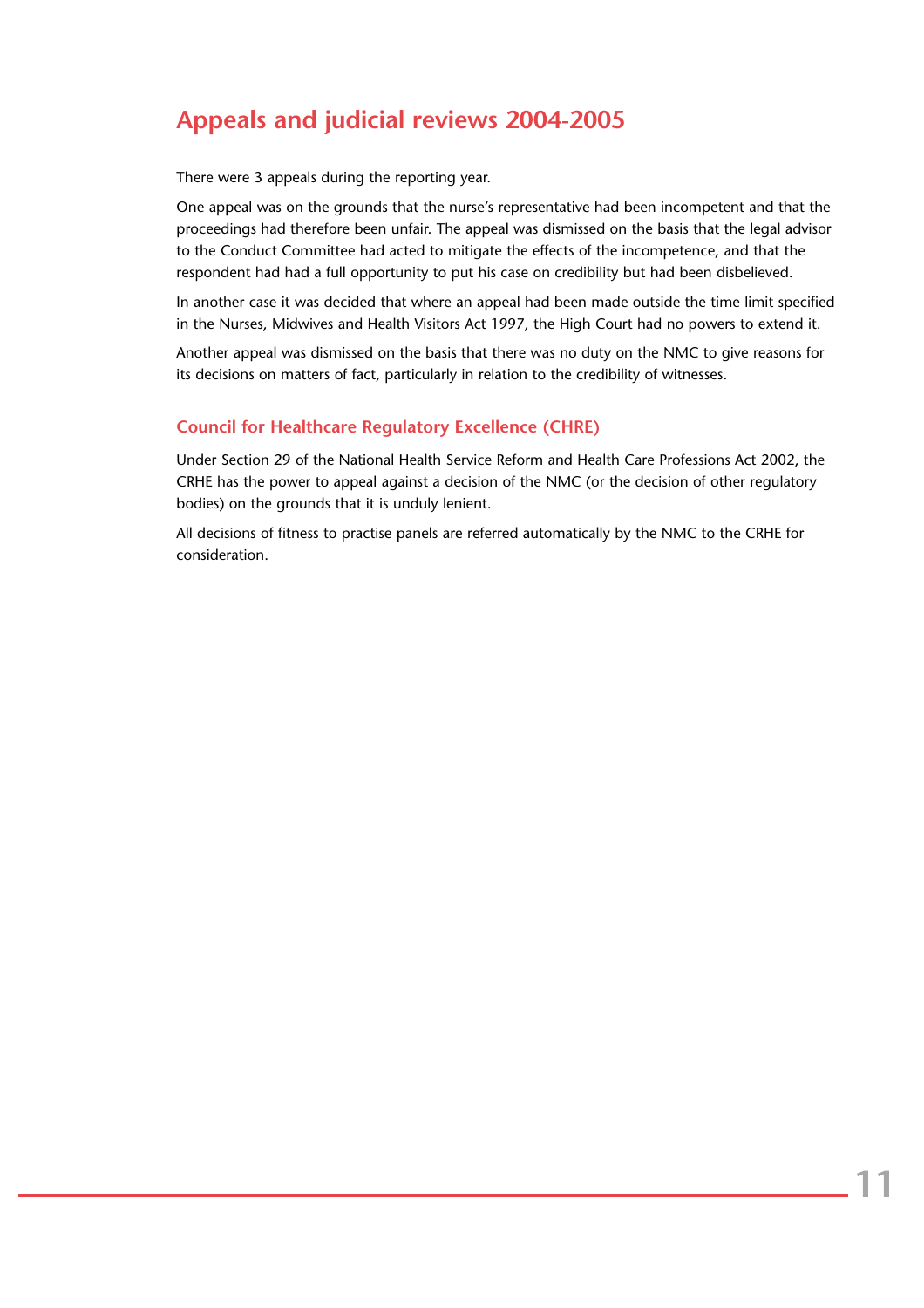# Appeals and judicial reviews 2004-2005

There were 3 appeals during the reporting year.

One appeal was on the grounds that the nurse's representative had been incompetent and that the proceedings had therefore been unfair. The appeal was dismissed on the basis that the legal advisor to the Conduct Committee had acted to mitigate the effects of the incompetence, and that the respondent had had a full opportunity to put his case on credibility but had been disbelieved.

In another case it was decided that where an appeal had been made outside the time limit specified in the Nurses, Midwives and Health Visitors Act 1997, the High Court had no powers to extend it.

Another appeal was dismissed on the basis that there was no duty on the NMC to give reasons for its decisions on matters of fact, particularly in relation to the credibility of witnesses.

## Council for Healthcare Regulatory Excellence (CHRE)

Under Section 29 of the National Health Service Reform and Health Care Professions Act 2002, the CRHE has the power to appeal against a decision of the NMC (or the decision of other regulatory bodies) on the grounds that it is unduly lenient.

All decisions of fitness to practise panels are referred automatically by the NMC to the CRHE for consideration.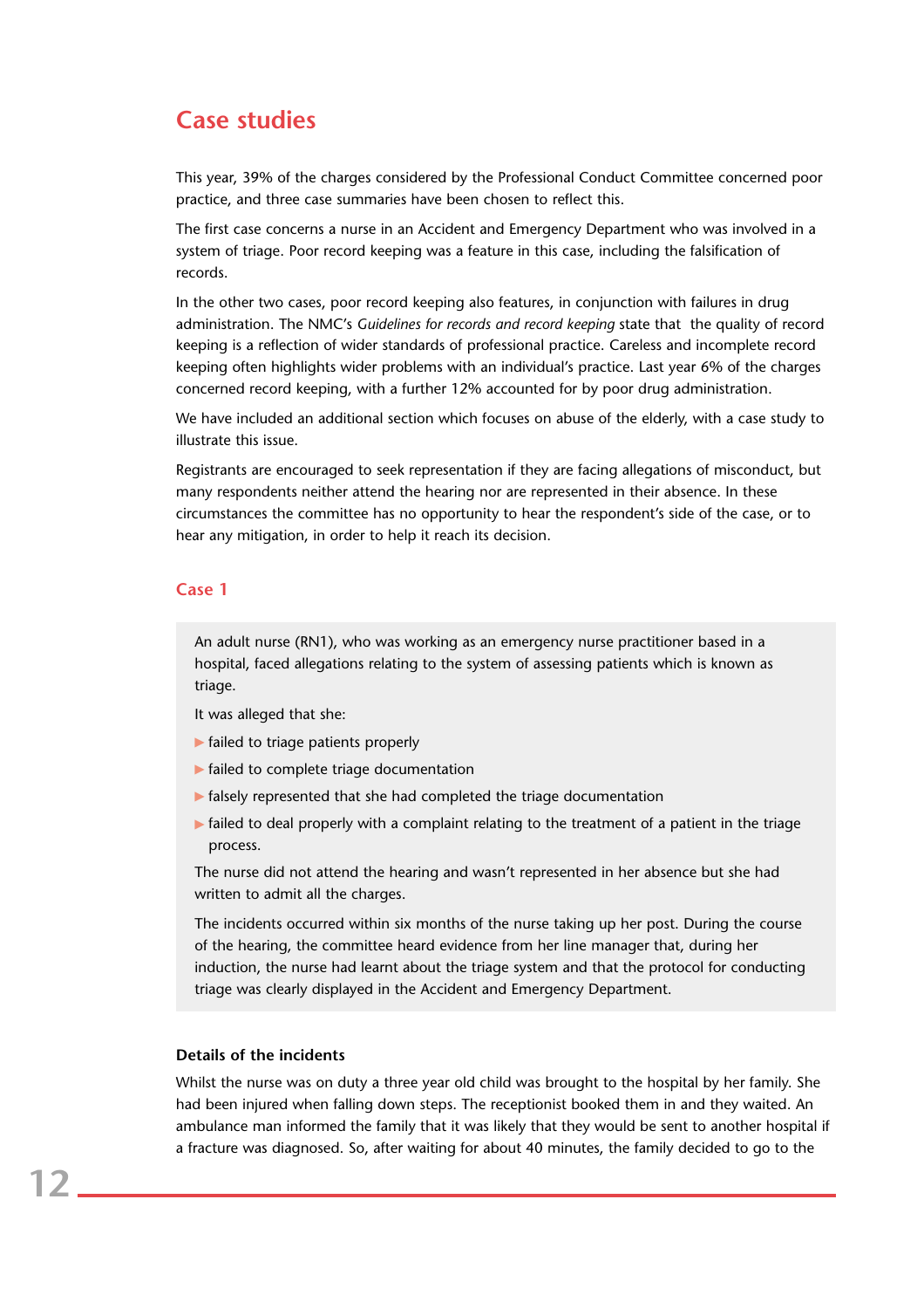# Case studies

This year, 39% of the charges considered by the Professional Conduct Committee concerned poor practice, and three case summaries have been chosen to reflect this.

The first case concerns a nurse in an Accident and Emergency Department who was involved in a system of triage. Poor record keeping was a feature in this case, including the falsification of records.

In the other two cases, poor record keeping also features, in conjunction with failures in drug administration. The NMC's *Guidelines for records and record keeping* state that the quality of record keeping is a reflection of wider standards of professional practice. Careless and incomplete record keeping often highlights wider problems with an individual's practice. Last year 6% of the charges concerned record keeping, with a further 12% accounted for by poor drug administration.

We have included an additional section which focuses on abuse of the elderly, with a case study to illustrate this issue.

Registrants are encouraged to seek representation if they are facing allegations of misconduct, but many respondents neither attend the hearing nor are represented in their absence. In these circumstances the committee has no opportunity to hear the respondent's side of the case, or to hear any mitigation, in order to help it reach its decision.

## Case 1

An adult nurse (RN1), who was working as an emergency nurse practitioner based in a hospital, faced allegations relating to the system of assessing patients which is known as triage.

It was alleged that she:

- failed to triage patients properly
- failed to complete triage documentation
- falsely represented that she had completed the triage documentation
- failed to deal properly with a complaint relating to the treatment of a patient in the triage process.

The nurse did not attend the hearing and wasn't represented in her absence but she had written to admit all the charges.

The incidents occurred within six months of the nurse taking up her post. During the course of the hearing, the committee heard evidence from her line manager that, during her induction, the nurse had learnt about the triage system and that the protocol for conducting triage was clearly displayed in the Accident and Emergency Department.

### Details of the incidents

Whilst the nurse was on duty a three year old child was brought to the hospital by her family. She had been injured when falling down steps. The receptionist booked them in and they waited. An ambulance man informed the family that it was likely that they would be sent to another hospital if a fracture was diagnosed. So, after waiting for about 40 minutes, the family decided to go to the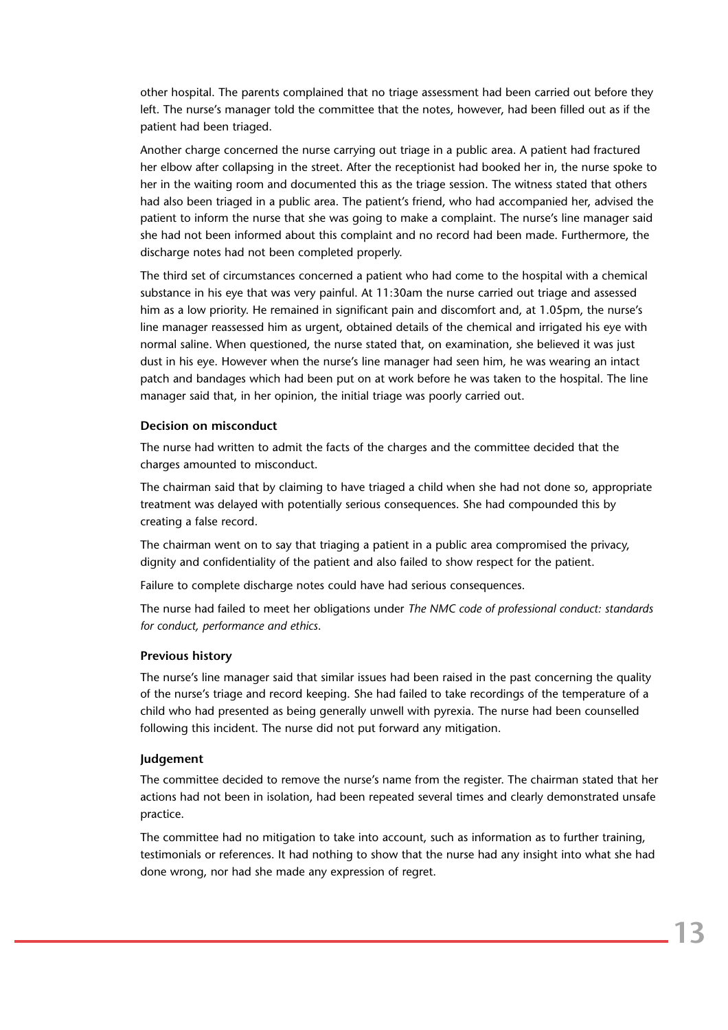other hospital. The parents complained that no triage assessment had been carried out before they left. The nurse's manager told the committee that the notes, however, had been filled out as if the patient had been triaged.

Another charge concerned the nurse carrying out triage in a public area. A patient had fractured her elbow after collapsing in the street. After the receptionist had booked her in, the nurse spoke to her in the waiting room and documented this as the triage session. The witness stated that others had also been triaged in a public area. The patient's friend, who had accompanied her, advised the patient to inform the nurse that she was going to make a complaint. The nurse's line manager said she had not been informed about this complaint and no record had been made. Furthermore, the discharge notes had not been completed properly.

The third set of circumstances concerned a patient who had come to the hospital with a chemical substance in his eye that was very painful. At 11:30am the nurse carried out triage and assessed him as a low priority. He remained in significant pain and discomfort and, at 1.05pm, the nurse's line manager reassessed him as urgent, obtained details of the chemical and irrigated his eye with normal saline. When questioned, the nurse stated that, on examination, she believed it was just dust in his eye. However when the nurse's line manager had seen him, he was wearing an intact patch and bandages which had been put on at work before he was taken to the hospital. The line manager said that, in her opinion, the initial triage was poorly carried out.

#### Decision on misconduct

The nurse had written to admit the facts of the charges and the committee decided that the charges amounted to misconduct.

The chairman said that by claiming to have triaged a child when she had not done so, appropriate treatment was delayed with potentially serious consequences. She had compounded this by creating a false record.

The chairman went on to say that triaging a patient in a public area compromised the privacy, dignity and confidentiality of the patient and also failed to show respect for the patient.

Failure to complete discharge notes could have had serious consequences.

The nurse had failed to meet her obligations under *The NMC code of professional conduct: standards for conduct, performance and ethics*.

#### Previous history

The nurse's line manager said that similar issues had been raised in the past concerning the quality of the nurse's triage and record keeping. She had failed to take recordings of the temperature of a child who had presented as being generally unwell with pyrexia. The nurse had been counselled following this incident. The nurse did not put forward any mitigation.

#### Judgement

The committee decided to remove the nurse's name from the register. The chairman stated that her actions had not been in isolation, had been repeated several times and clearly demonstrated unsafe practice.

The committee had no mitigation to take into account, such as information as to further training, testimonials or references. It had nothing to show that the nurse had any insight into what she had done wrong, nor had she made any expression of regret.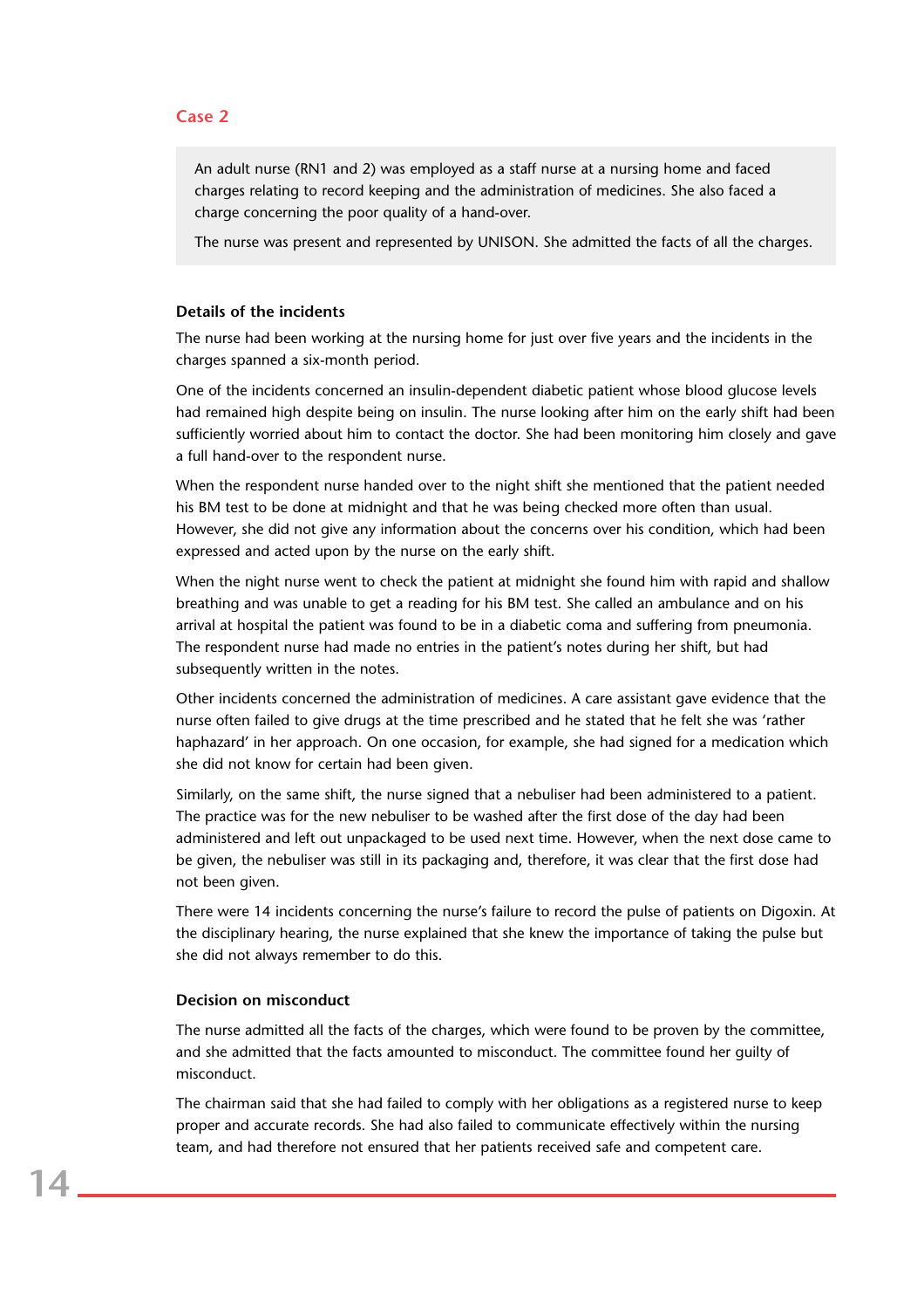## Case 2

An adult nurse (RN1 and 2) was employed as a staff nurse at a nursing home and faced charges relating to record keeping and the administration of medicines. She also faced a charge concerning the poor quality of a hand-over.

The nurse was present and represented by UNISON. She admitted the facts of all the charges.

### Details of the incidents

The nurse had been working at the nursing home for just over five years and the incidents in the charges spanned a six-month period.

One of the incidents concerned an insulin-dependent diabetic patient whose blood glucose levels had remained high despite being on insulin. The nurse looking after him on the early shift had been sufficiently worried about him to contact the doctor. She had been monitoring him closely and gave a full hand-over to the respondent nurse.

When the respondent nurse handed over to the night shift she mentioned that the patient needed his BM test to be done at midnight and that he was being checked more often than usual. However, she did not give any information about the concerns over his condition, which had been expressed and acted upon by the nurse on the early shift.

When the night nurse went to check the patient at midnight she found him with rapid and shallow breathing and was unable to get a reading for his BM test. She called an ambulance and on his arrival at hospital the patient was found to be in a diabetic coma and suffering from pneumonia. The respondent nurse had made no entries in the patient's notes during her shift, but had subsequently written in the notes.

Other incidents concerned the administration of medicines. A care assistant gave evidence that the nurse often failed to give drugs at the time prescribed and he stated that he felt she was 'rather haphazard' in her approach. On one occasion, for example, she had signed for a medication which she did not know for certain had been given.

Similarly, on the same shift, the nurse signed that a nebuliser had been administered to a patient. The practice was for the new nebuliser to be washed after the first dose of the day had been administered and left out unpackaged to be used next time. However, when the next dose came to be given, the nebuliser was still in its packaging and, therefore, it was clear that the first dose had not been given.

There were 14 incidents concerning the nurse's failure to record the pulse of patients on Digoxin. At the disciplinary hearing, the nurse explained that she knew the importance of taking the pulse but she did not always remember to do this.

### Decision on misconduct

The nurse admitted all the facts of the charges, which were found to be proven by the committee, and she admitted that the facts amounted to misconduct. The committee found her guilty of misconduct.

The chairman said that she had failed to comply with her obligations as a registered nurse to keep proper and accurate records. She had also failed to communicate effectively within the nursing team, and had therefore not ensured that her patients received safe and competent care.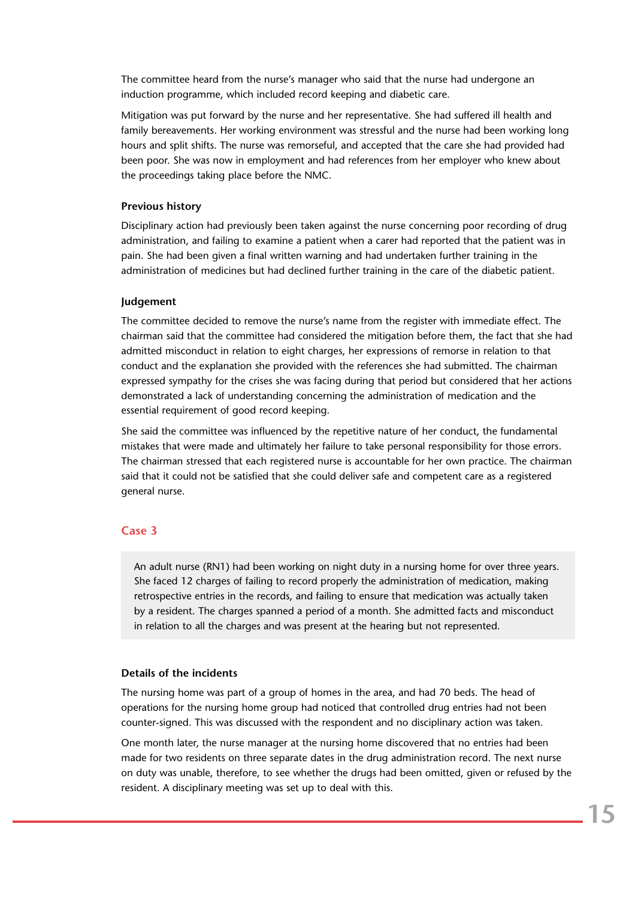The committee heard from the nurse's manager who said that the nurse had undergone an induction programme, which included record keeping and diabetic care.

Mitigation was put forward by the nurse and her representative. She had suffered ill health and family bereavements. Her working environment was stressful and the nurse had been working long hours and split shifts. The nurse was remorseful, and accepted that the care she had provided had been poor. She was now in employment and had references from her employer who knew about the proceedings taking place before the NMC.

#### Previous history

Disciplinary action had previously been taken against the nurse concerning poor recording of drug administration, and failing to examine a patient when a carer had reported that the patient was in pain. She had been given a final written warning and had undertaken further training in the administration of medicines but had declined further training in the care of the diabetic patient.

#### Judgement

The committee decided to remove the nurse's name from the register with immediate effect. The chairman said that the committee had considered the mitigation before them, the fact that she had admitted misconduct in relation to eight charges, her expressions of remorse in relation to that conduct and the explanation she provided with the references she had submitted. The chairman expressed sympathy for the crises she was facing during that period but considered that her actions demonstrated a lack of understanding concerning the administration of medication and the essential requirement of good record keeping.

She said the committee was influenced by the repetitive nature of her conduct, the fundamental mistakes that were made and ultimately her failure to take personal responsibility for those errors. The chairman stressed that each registered nurse is accountable for her own practice. The chairman said that it could not be satisfied that she could deliver safe and competent care as a registered general nurse.

### Case 3

An adult nurse (RN1) had been working on night duty in a nursing home for over three years. She faced 12 charges of failing to record properly the administration of medication, making retrospective entries in the records, and failing to ensure that medication was actually taken by a resident. The charges spanned a period of a month. She admitted facts and misconduct in relation to all the charges and was present at the hearing but not represented.

#### Details of the incidents

The nursing home was part of a group of homes in the area, and had 70 beds. The head of operations for the nursing home group had noticed that controlled drug entries had not been counter-signed. This was discussed with the respondent and no disciplinary action was taken.

One month later, the nurse manager at the nursing home discovered that no entries had been made for two residents on three separate dates in the drug administration record. The next nurse on duty was unable, therefore, to see whether the drugs had been omitted, given or refused by the resident. A disciplinary meeting was set up to deal with this.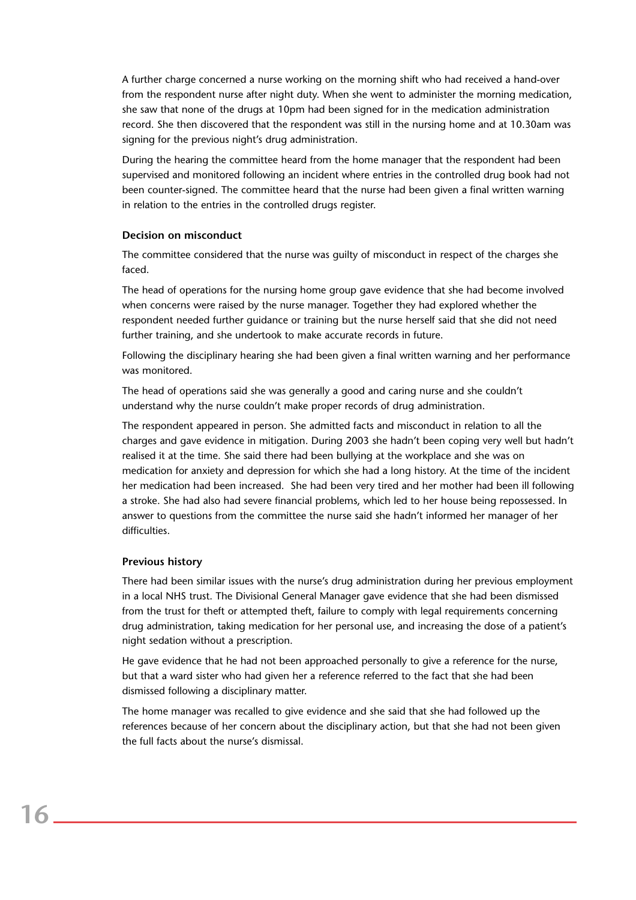A further charge concerned a nurse working on the morning shift who had received a hand-over from the respondent nurse after night duty. When she went to administer the morning medication, she saw that none of the drugs at 10pm had been signed for in the medication administration record. She then discovered that the respondent was still in the nursing home and at 10.30am was signing for the previous night's drug administration.

During the hearing the committee heard from the home manager that the respondent had been supervised and monitored following an incident where entries in the controlled drug book had not been counter-signed. The committee heard that the nurse had been given a final written warning in relation to the entries in the controlled drugs register.

### Decision on misconduct

The committee considered that the nurse was guilty of misconduct in respect of the charges she faced.

The head of operations for the nursing home group gave evidence that she had become involved when concerns were raised by the nurse manager. Together they had explored whether the respondent needed further guidance or training but the nurse herself said that she did not need further training, and she undertook to make accurate records in future.

Following the disciplinary hearing she had been given a final written warning and her performance was monitored.

The head of operations said she was generally a good and caring nurse and she couldn't understand why the nurse couldn't make proper records of drug administration.

The respondent appeared in person. She admitted facts and misconduct in relation to all the charges and gave evidence in mitigation. During 2003 she hadn't been coping very well but hadn't realised it at the time. She said there had been bullying at the workplace and she was on medication for anxiety and depression for which she had a long history. At the time of the incident her medication had been increased. She had been very tired and her mother had been ill following a stroke. She had also had severe financial problems, which led to her house being repossessed. In answer to questions from the committee the nurse said she hadn't informed her manager of her difficulties.

### Previous history

There had been similar issues with the nurse's drug administration during her previous employment in a local NHS trust. The Divisional General Manager gave evidence that she had been dismissed from the trust for theft or attempted theft, failure to comply with legal requirements concerning drug administration, taking medication for her personal use, and increasing the dose of a patient's night sedation without a prescription.

He gave evidence that he had not been approached personally to give a reference for the nurse, but that a ward sister who had given her a reference referred to the fact that she had been dismissed following a disciplinary matter.

The home manager was recalled to give evidence and she said that she had followed up the references because of her concern about the disciplinary action, but that she had not been given the full facts about the nurse's dismissal.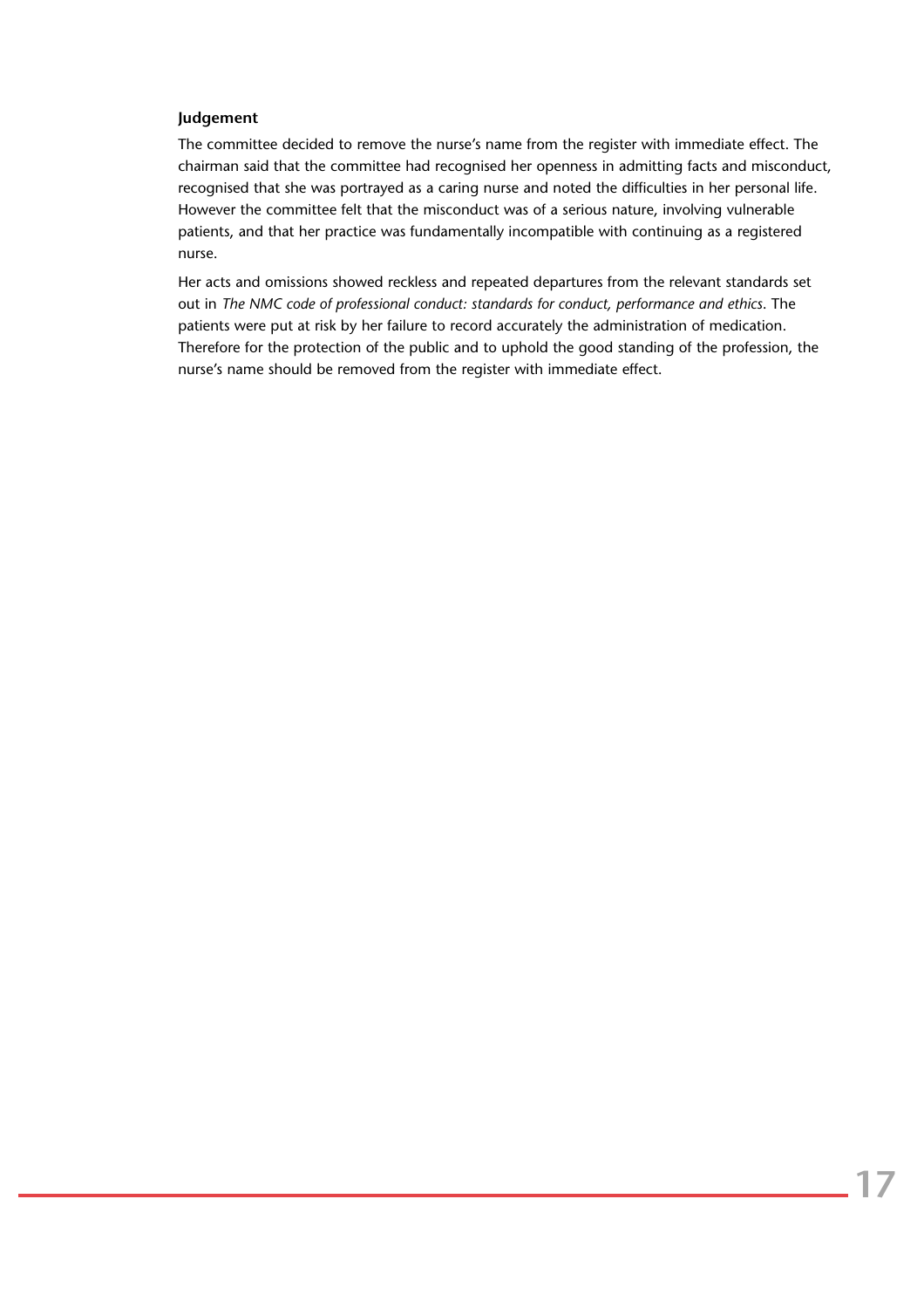**Judgement**

The committee decided to remove the nurse's name from the register with immediate effect. The chairman said that the committee had recognised her openness in admitting facts and misconduct, recognised that she was portrayed as a caring nurse and noted the difficulties in her personal life. However the committee felt that the misconduct was of a serious nature, involving vulnerable patients, and that her practice was fundamentally incompatible with continuing as a registered nurse.

Her acts and omissions showed reckless and repeated departures from the relevant standards set out in *The NMC code of professional conduct: standards for conduct, performance and ethics*. The patients were put at risk by her failure to record accurately the administration of medication. Therefore for the protection of the public and to uphold the good standing of the profession, the nurse's name should be removed from the register with immediate effect.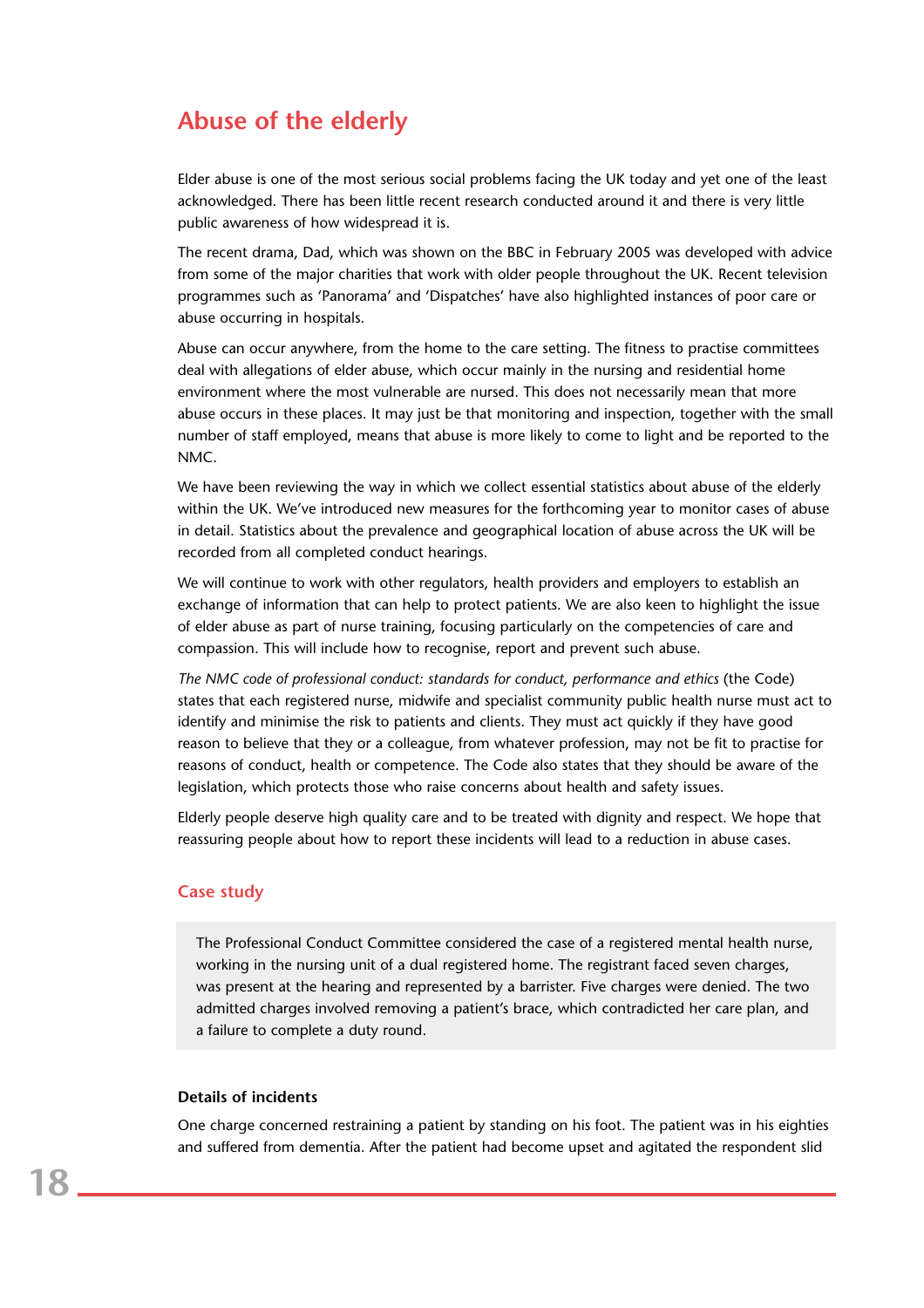# Abuse of the elderly

Elder abuse is one of the most serious social problems facing the UK today and yet one of the least acknowledged. There has been little recent research conducted around it and there is very little public awareness of how widespread it is.

The recent drama, Dad, which was shown on the BBC in February 2005 was developed with advice from some of the major charities that work with older people throughout the UK. Recent television programmes such as 'Panorama' and 'Dispatches' have also highlighted instances of poor care or abuse occurring in hospitals.

Abuse can occur anywhere, from the home to the care setting. The fitness to practise committees deal with allegations of elder abuse, which occur mainly in the nursing and residential home environment where the most vulnerable are nursed. This does not necessarily mean that more abuse occurs in these places. It may just be that monitoring and inspection, together with the small number of staff employed, means that abuse is more likely to come to light and be reported to the NMC.

We have been reviewing the way in which we collect essential statistics about abuse of the elderly within the UK. We've introduced new measures for the forthcoming year to monitor cases of abuse in detail. Statistics about the prevalence and geographical location of abuse across the UK will be recorded from all completed conduct hearings.

We will continue to work with other regulators, health providers and employers to establish an exchange of information that can help to protect patients. We are also keen to highlight the issue of elder abuse as part of nurse training, focusing particularly on the competencies of care and compassion. This will include how to recognise, report and prevent such abuse.

*The NMC code of professional conduct: standards for conduct, performance and ethics* (the Code) states that each registered nurse, midwife and specialist community public health nurse must act to identify and minimise the risk to patients and clients. They must act quickly if they have good reason to believe that they or a colleague, from whatever profession, may not be fit to practise for reasons of conduct, health or competence. The Code also states that they should be aware of the legislation, which protects those who raise concerns about health and safety issues.

Elderly people deserve high quality care and to be treated with dignity and respect. We hope that reassuring people about how to report these incidents will lead to a reduction in abuse cases.

## Case study

The Professional Conduct Committee considered the case of a registered mental health nurse, working in the nursing unit of a dual registered home. The registrant faced seven charges, was present at the hearing and represented by a barrister. Five charges were denied. The two admitted charges involved removing a patient's brace, which contradicted her care plan, and a failure to complete a duty round.

### Details of incidents

One charge concerned restraining a patient by standing on his foot. The patient was in his eighties and suffered from dementia. After the patient had become upset and agitated the respondent slid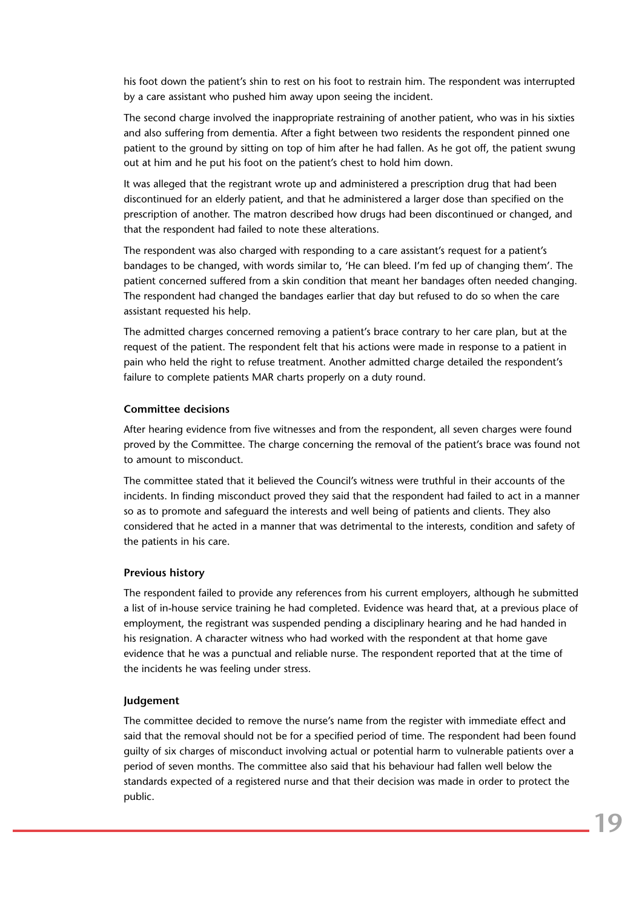his foot down the patient's shin to rest on his foot to restrain him. The respondent was interrupted by a care assistant who pushed him away upon seeing the incident.

The second charge involved the inappropriate restraining of another patient, who was in his sixties and also suffering from dementia. After a fight between two residents the respondent pinned one patient to the ground by sitting on top of him after he had fallen. As he got off, the patient swung out at him and he put his foot on the patient's chest to hold him down.

It was alleged that the registrant wrote up and administered a prescription drug that had been discontinued for an elderly patient, and that he administered a larger dose than specified on the prescription of another. The matron described how drugs had been discontinued or changed, and that the respondent had failed to note these alterations.

The respondent was also charged with responding to a care assistant's request for a patient's bandages to be changed, with words similar to, 'He can bleed. I'm fed up of changing them'. The patient concerned suffered from a skin condition that meant her bandages often needed changing. The respondent had changed the bandages earlier that day but refused to do so when the care assistant requested his help.

The admitted charges concerned removing a patient's brace contrary to her care plan, but at the request of the patient. The respondent felt that his actions were made in response to a patient in pain who held the right to refuse treatment. Another admitted charge detailed the respondent's failure to complete patients MAR charts properly on a duty round.

### Committee decisions

After hearing evidence from five witnesses and from the respondent, all seven charges were found proved by the Committee. The charge concerning the removal of the patient's brace was found not to amount to misconduct.

The committee stated that it believed the Council's witness were truthful in their accounts of the incidents. In finding misconduct proved they said that the respondent had failed to act in a manner so as to promote and safeguard the interests and well being of patients and clients. They also considered that he acted in a manner that was detrimental to the interests, condition and safety of the patients in his care.

### Previous history

The respondent failed to provide any references from his current employers, although he submitted a list of in-house service training he had completed. Evidence was heard that, at a previous place of employment, the registrant was suspended pending a disciplinary hearing and he had handed in his resignation. A character witness who had worked with the respondent at that home gave evidence that he was a punctual and reliable nurse. The respondent reported that at the time of the incidents he was feeling under stress.

### Judgement

The committee decided to remove the nurse's name from the register with immediate effect and said that the removal should not be for a specified period of time. The respondent had been found guilty of six charges of misconduct involving actual or potential harm to vulnerable patients over a period of seven months. The committee also said that his behaviour had fallen well below the standards expected of a registered nurse and that their decision was made in order to protect the public.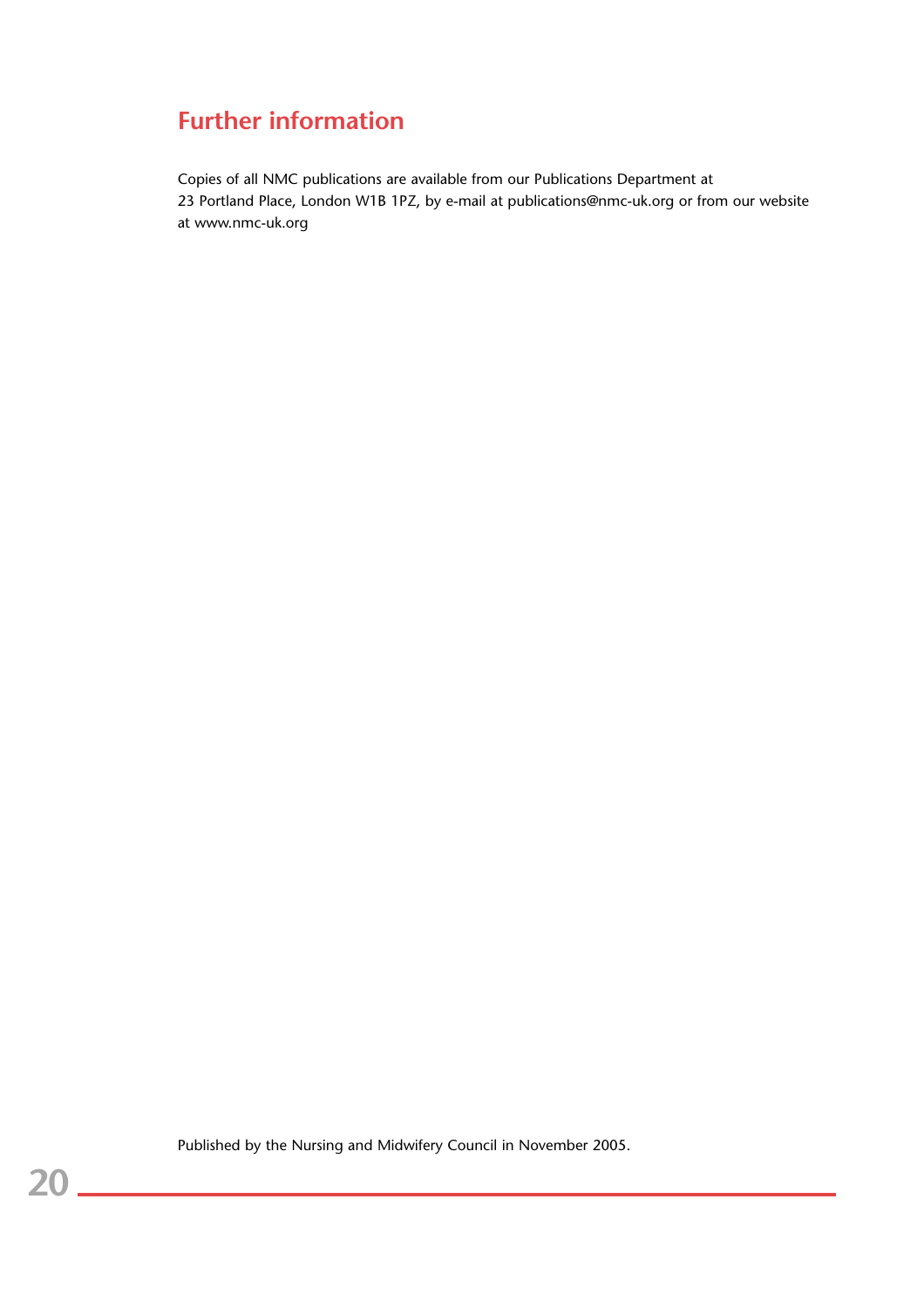## Further information

Copies of all NMC publications are available from our Publications Department at 23 Portland Place, London W1B 1PZ, by e-mail at publications@nmc-uk.org or from our website at www.nmc-uk.org

Published by the Nursing and Midwifery Council in November 2005.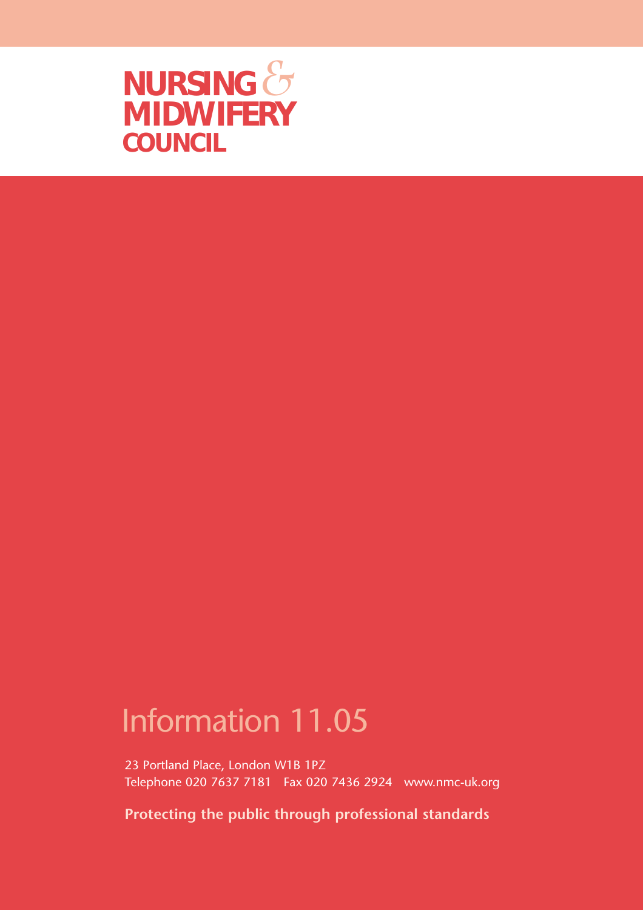**NURSING & MIDWIFERY COUNCIL**

# Information 11.05

23 Portland Place, London W1B 1PZ
Telephone 020 7637 7181 Fax 020 7436 2924 www.nmc-uk.org

**Protecting the public through professional standards**